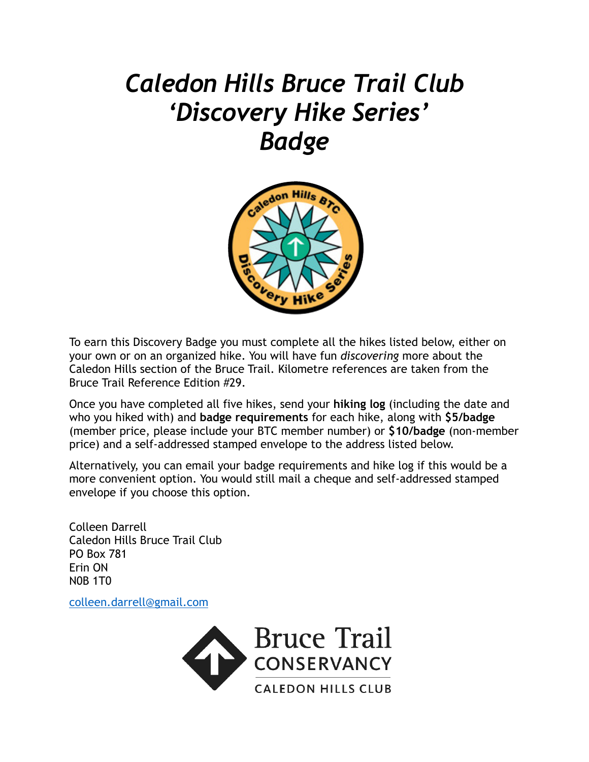# *Caledon Hills Bruce Trail Club 'Discovery Hike Series' Badge*

To earn this Discovery Badge you must complete all the hikes listed below, either on your own or on an organized hike. You will have fun *discovering* more about the Caledon Hills section of the Bruce Trail. Kilometre references are taken from the Bruce Trail Reference Edition #29.

Once you have completed all five hikes, send your **hiking log** (including the date and who you hiked with) and **badge requirements** for each hike, along with **$5/badge** (member price, please include your BTC member number) or **$10/badge** (non-member price) and a self-addressed stamped envelope to the address listed below.

Alternatively, you can email your badge requirements and hike log if this would be a more convenient option. You would still mail a cheque and self-addressed stamped envelope if you choose this option.

Colleen Darrell
Caledon Hills Bruce Trail Club
PO Box 781
Erin ON
N0B 1T0

colleen.darrell@gmail.com

Bruce Trail CONSERVANCY
CALEDON HILLS CLUB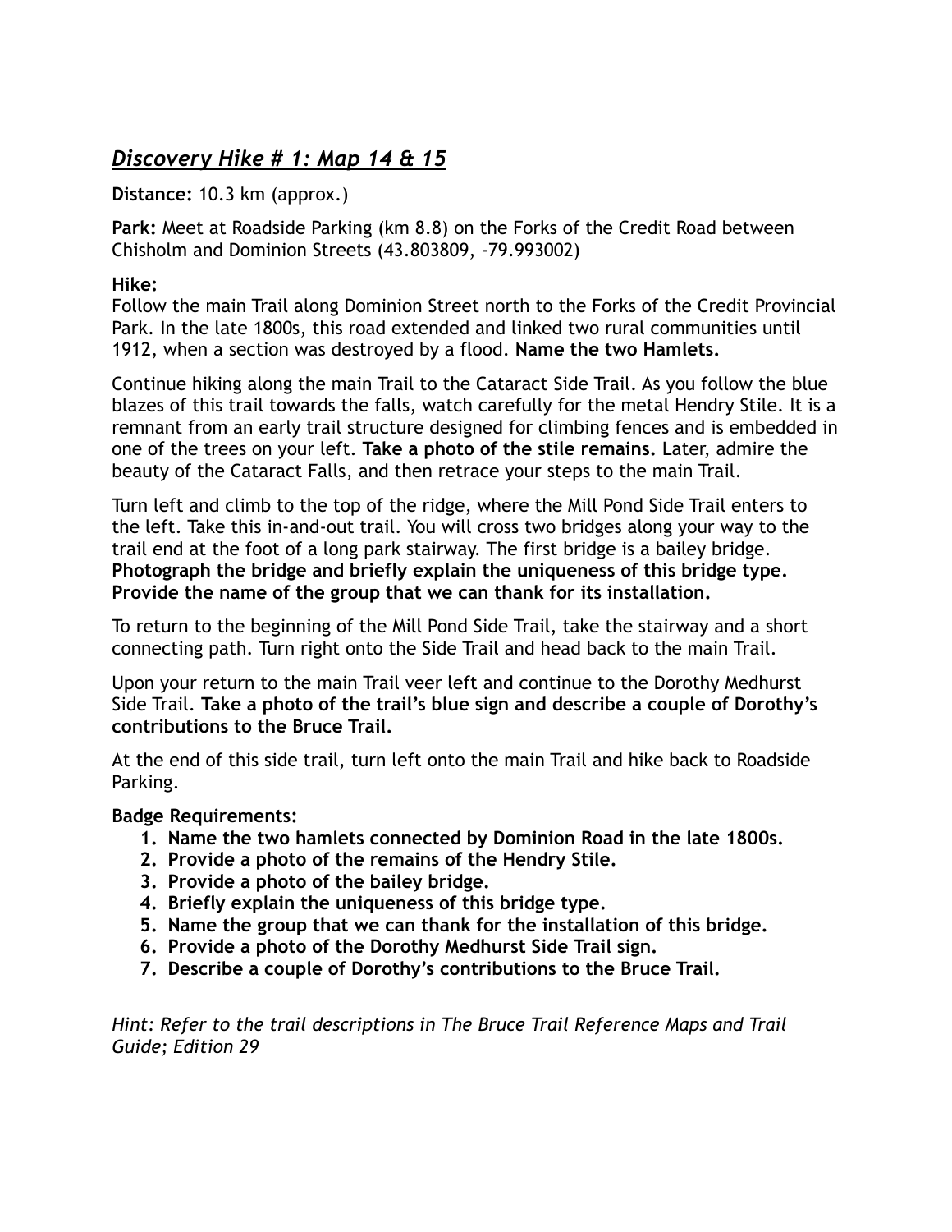## *Discovery Hike # 1: Map 14 & 15*

**Distance:** 10.3 km (approx.)

**Park:** Meet at Roadside Parking (km 8.8) on the Forks of the Credit Road between Chisholm and Dominion Streets (43.803809, -79.993002)

**Hike:**
Follow the main Trail along Dominion Street north to the Forks of the Credit Provincial Park. In the late 1800s, this road extended and linked two rural communities until 1912, when a section was destroyed by a flood. **Name the two Hamlets.**

Continue hiking along the main Trail to the Cataract Side Trail. As you follow the blue blazes of this trail towards the falls, watch carefully for the metal Hendry Stile. It is a remnant from an early trail structure designed for climbing fences and is embedded in one of the trees on your left. **Take a photo of the stile remains.** Later, admire the beauty of the Cataract Falls, and then retrace your steps to the main Trail.

Turn left and climb to the top of the ridge, where the Mill Pond Side Trail enters to the left. Take this in-and-out trail. You will cross two bridges along your way to the trail end at the foot of a long park stairway. The first bridge is a bailey bridge. **Photograph the bridge and briefly explain the uniqueness of this bridge type. Provide the name of the group that we can thank for its installation.**

To return to the beginning of the Mill Pond Side Trail, take the stairway and a short connecting path. Turn right onto the Side Trail and head back to the main Trail.

Upon your return to the main Trail veer left and continue to the Dorothy Medhurst Side Trail. **Take a photo of the trail's blue sign and describe a couple of Dorothy's contributions to the Bruce Trail.**

At the end of this side trail, turn left onto the main Trail and hike back to Roadside Parking.

**Badge Requirements:**

1. **Name the two hamlets connected by Dominion Road in the late 1800s.**
2. **Provide a photo of the remains of the Hendry Stile.**
3. **Provide a photo of the bailey bridge.**
4. **Briefly explain the uniqueness of this bridge type.**
5. **Name the group that we can thank for the installation of this bridge.**
6. **Provide a photo of the Dorothy Medhurst Side Trail sign.**
7. **Describe a couple of Dorothy's contributions to the Bruce Trail.**

*Hint: Refer to the trail descriptions in The Bruce Trail Reference Maps and Trail Guide; Edition 29*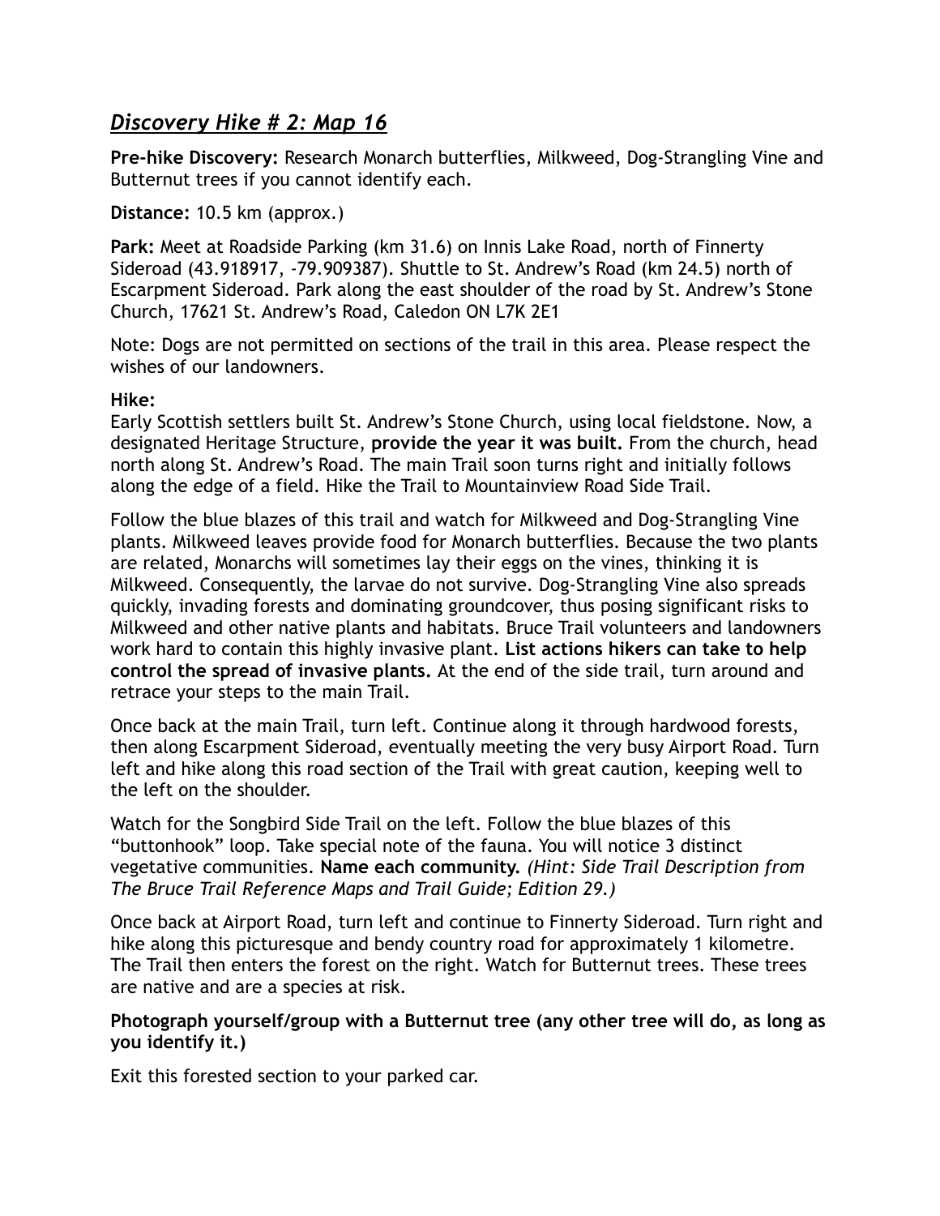## *Discovery Hike # 2: Map 16*

**Pre-hike Discovery:** Research Monarch butterflies, Milkweed, Dog-Strangling Vine and Butternut trees if you cannot identify each.

**Distance:** 10.5 km (approx.)

**Park:** Meet at Roadside Parking (km 31.6) on Innis Lake Road, north of Finnerty Sideroad (43.918917, -79.909387). Shuttle to St. Andrew's Road (km 24.5) north of Escarpment Sideroad. Park along the east shoulder of the road by St. Andrew's Stone Church, 17621 St. Andrew's Road, Caledon ON L7K 2E1

Note: Dogs are not permitted on sections of the trail in this area. Please respect the wishes of our landowners.

**Hike:**

Early Scottish settlers built St. Andrew's Stone Church, using local fieldstone. Now, a designated Heritage Structure, **provide the year it was built.** From the church, head north along St. Andrew's Road. The main Trail soon turns right and initially follows along the edge of a field. Hike the Trail to Mountainview Road Side Trail.

Follow the blue blazes of this trail and watch for Milkweed and Dog-Strangling Vine plants. Milkweed leaves provide food for Monarch butterflies. Because the two plants are related, Monarchs will sometimes lay their eggs on the vines, thinking it is Milkweed. Consequently, the larvae do not survive. Dog-Strangling Vine also spreads quickly, invading forests and dominating groundcover, thus posing significant risks to Milkweed and other native plants and habitats. Bruce Trail volunteers and landowners work hard to contain this highly invasive plant. **List actions hikers can take to help control the spread of invasive plants.** At the end of the side trail, turn around and retrace your steps to the main Trail.

Once back at the main Trail, turn left. Continue along it through hardwood forests, then along Escarpment Sideroad, eventually meeting the very busy Airport Road. Turn left and hike along this road section of the Trail with great caution, keeping well to the left on the shoulder.

Watch for the Songbird Side Trail on the left. Follow the blue blazes of this "buttonhook" loop. Take special note of the fauna. You will notice 3 distinct vegetative communities. **Name each community.** *(Hint: Side Trail Description from The Bruce Trail Reference Maps and Trail Guide; Edition 29.)*

Once back at Airport Road, turn left and continue to Finnerty Sideroad. Turn right and hike along this picturesque and bendy country road for approximately 1 kilometre. The Trail then enters the forest on the right. Watch for Butternut trees. These trees are native and are a species at risk.

**Photograph yourself/group with a Butternut tree (any other tree will do, as long as you identify it.)**

Exit this forested section to your parked car.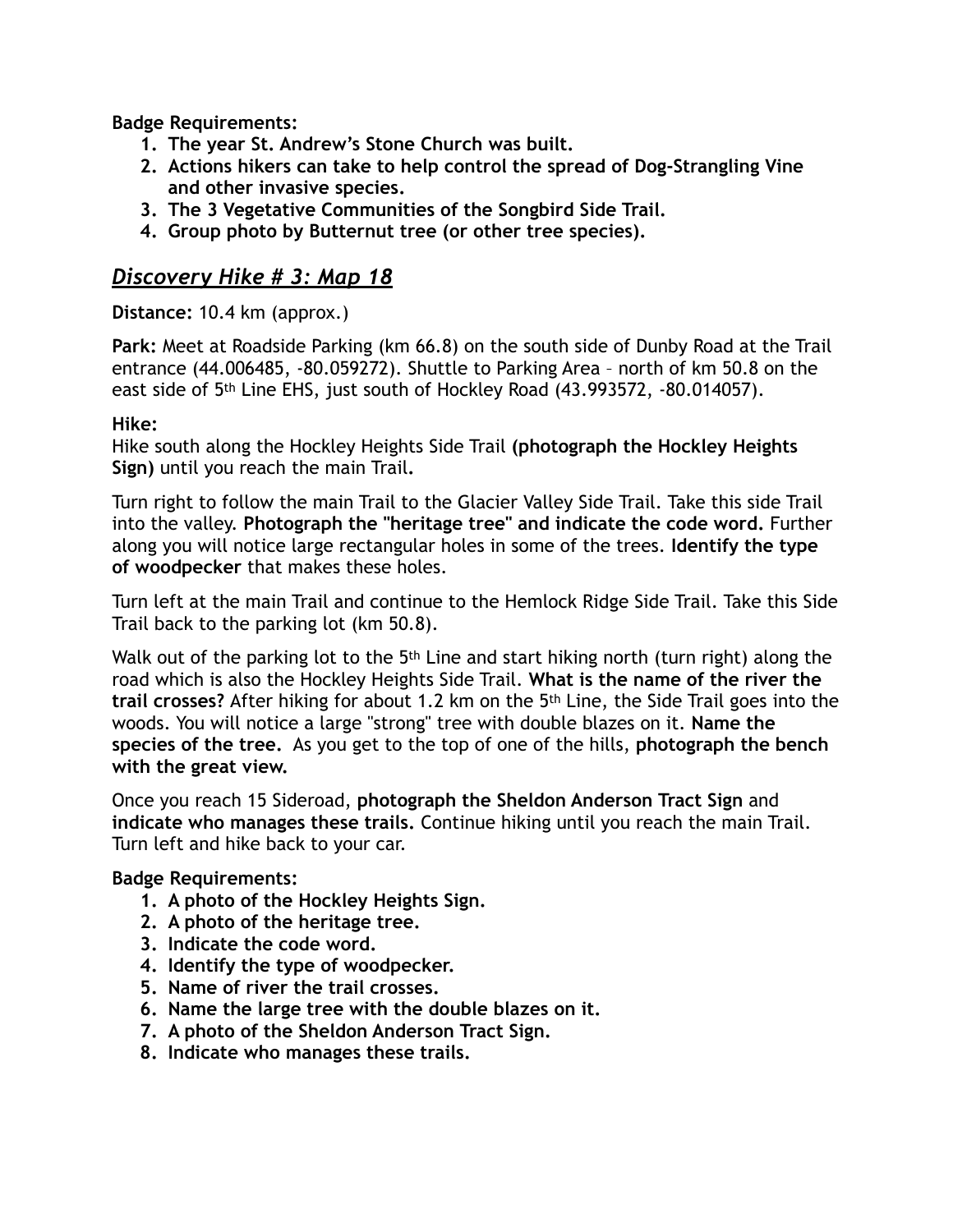**Badge Requirements:**

1. **The year St. Andrew's Stone Church was built.**
2. **Actions hikers can take to help control the spread of Dog-Strangling Vine and other invasive species.**
3. **The 3 Vegetative Communities of the Songbird Side Trail.**
4. **Group photo by Butternut tree (or other tree species).**

## ***Discovery Hike # 3: Map 18***

**Distance:** 10.4 km (approx.)

**Park:** Meet at Roadside Parking (km 66.8) on the south side of Dunby Road at the Trail entrance (44.006485, -80.059272). Shuttle to Parking Area – north of km 50.8 on the east side of 5th Line EHS, just south of Hockley Road (43.993572, -80.014057).

**Hike:**
Hike south along the Hockley Heights Side Trail **(photograph the Hockley Heights Sign)** until you reach the main Trail**.**

Turn right to follow the main Trail to the Glacier Valley Side Trail. Take this side Trail into the valley. **Photograph the "heritage tree" and indicate the code word.** Further along you will notice large rectangular holes in some of the trees. **Identify the type of woodpecker** that makes these holes.

Turn left at the main Trail and continue to the Hemlock Ridge Side Trail. Take this Side Trail back to the parking lot (km 50.8).

Walk out of the parking lot to the 5th Line and start hiking north (turn right) along the road which is also the Hockley Heights Side Trail. **What is the name of the river the trail crosses?** After hiking for about 1.2 km on the 5th Line, the Side Trail goes into the woods. You will notice a large "strong" tree with double blazes on it. **Name the species of the tree.** As you get to the top of one of the hills, **photograph the bench with the great view.**

Once you reach 15 Sideroad, **photograph the Sheldon Anderson Tract Sign** and **indicate who manages these trails.** Continue hiking until you reach the main Trail. Turn left and hike back to your car.

**Badge Requirements:**

1. **A photo of the Hockley Heights Sign.**
2. **A photo of the heritage tree.**
3. **Indicate the code word.**
4. **Identify the type of woodpecker.**
5. **Name of river the trail crosses.**
6. **Name the large tree with the double blazes on it.**
7. **A photo of the Sheldon Anderson Tract Sign.**
8. **Indicate who manages these trails.**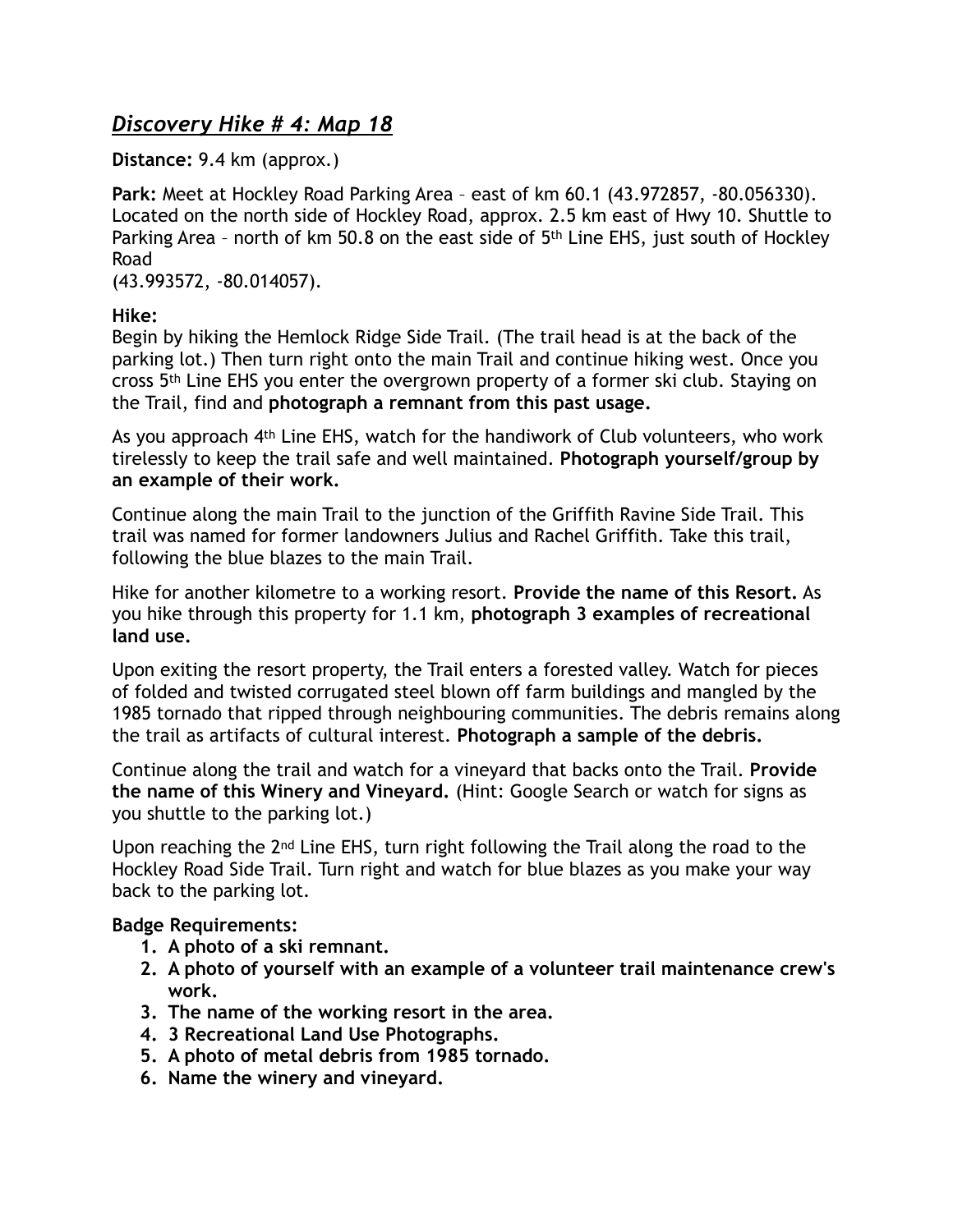## *Discovery Hike # 4: Map 18*

**Distance:** 9.4 km (approx.)

**Park:** Meet at Hockley Road Parking Area – east of km 60.1 (43.972857, -80.056330). Located on the north side of Hockley Road, approx. 2.5 km east of Hwy 10. Shuttle to Parking Area – north of km 50.8 on the east side of 5th Line EHS, just south of Hockley Road
(43.993572, -80.014057).

**Hike:**
Begin by hiking the Hemlock Ridge Side Trail. (The trail head is at the back of the parking lot.) Then turn right onto the main Trail and continue hiking west. Once you cross 5th Line EHS you enter the overgrown property of a former ski club. Staying on the Trail, find and **photograph a remnant from this past usage.**

As you approach 4th Line EHS, watch for the handiwork of Club volunteers, who work tirelessly to keep the trail safe and well maintained. **Photograph yourself/group by an example of their work.**

Continue along the main Trail to the junction of the Griffith Ravine Side Trail. This trail was named for former landowners Julius and Rachel Griffith. Take this trail, following the blue blazes to the main Trail.

Hike for another kilometre to a working resort. **Provide the name of this Resort.** As you hike through this property for 1.1 km, **photograph 3 examples of recreational land use.**

Upon exiting the resort property, the Trail enters a forested valley. Watch for pieces of folded and twisted corrugated steel blown off farm buildings and mangled by the 1985 tornado that ripped through neighbouring communities. The debris remains along the trail as artifacts of cultural interest. **Photograph a sample of the debris.**

Continue along the trail and watch for a vineyard that backs onto the Trail. **Provide the name of this Winery and Vineyard.** (Hint: Google Search or watch for signs as you shuttle to the parking lot.)

Upon reaching the 2nd Line EHS, turn right following the Trail along the road to the Hockley Road Side Trail. Turn right and watch for blue blazes as you make your way back to the parking lot.

**Badge Requirements:**

1. **A photo of a ski remnant.**
2. **A photo of yourself with an example of a volunteer trail maintenance crew's work.**
3. **The name of the working resort in the area.**
4. **3 Recreational Land Use Photographs.**
5. **A photo of metal debris from 1985 tornado.**
6. **Name the winery and vineyard.**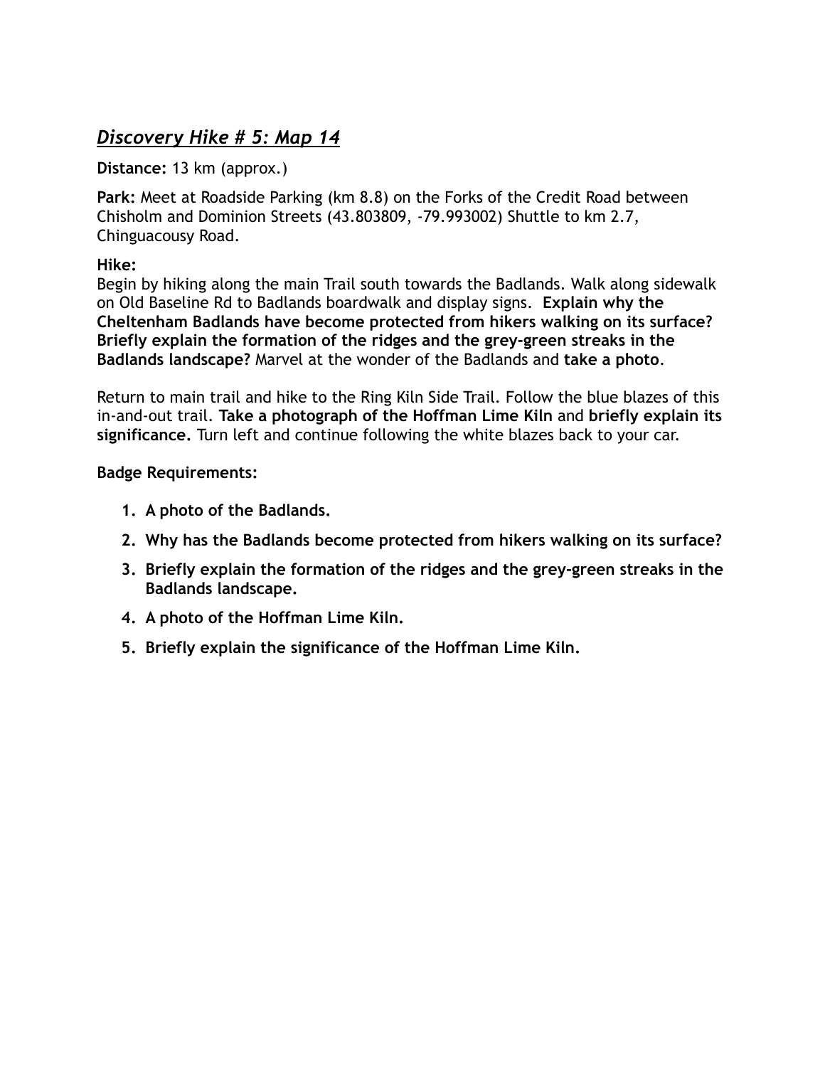## ***Discovery Hike # 5: Map 14***

**Distance:** 13 km (approx.)

**Park:** Meet at Roadside Parking (km 8.8) on the Forks of the Credit Road between Chisholm and Dominion Streets (43.803809, -79.993002) Shuttle to km 2.7, Chinguacousy Road.

**Hike:**
Begin by hiking along the main Trail south towards the Badlands. Walk along sidewalk on Old Baseline Rd to Badlands boardwalk and display signs. **Explain why the Cheltenham Badlands have become protected from hikers walking on its surface? Briefly explain the formation of the ridges and the grey-green streaks in the Badlands landscape?** Marvel at the wonder of the Badlands and **take a photo**.

Return to main trail and hike to the Ring Kiln Side Trail. Follow the blue blazes of this in-and-out trail. **Take a photograph of the Hoffman Lime Kiln** and **briefly explain its significance.** Turn left and continue following the white blazes back to your car.

**Badge Requirements:**

1. **A photo of the Badlands.**
2. **Why has the Badlands become protected from hikers walking on its surface?**
3. **Briefly explain the formation of the ridges and the grey-green streaks in the Badlands landscape.**
4. **A photo of the Hoffman Lime Kiln.**
5. **Briefly explain the significance of the Hoffman Lime Kiln.**